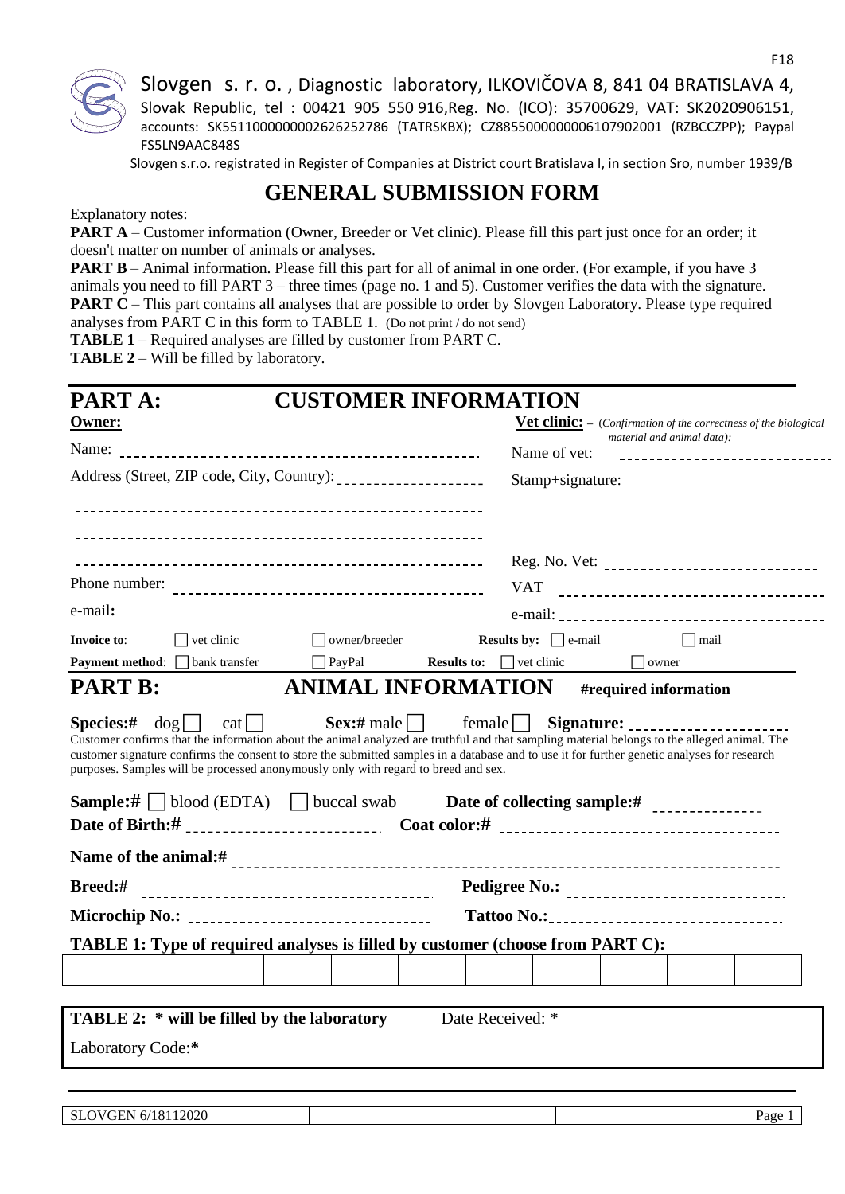F18

Slovgen s. r. o. , Diagnostic laboratory, ILKOVIČOVA 8, 841 04 BRATISLAVA 4, Slovak Republic, tel : 00421 905 550 916,Reg. No. (ICO): 35700629, VAT: SK2020906151, accounts: SK5511000000002626252786 (TATRSKBX); CZ8855000000006107902001 (RZBCCZPP); Paypal FS5LN9AAC848S

Slovgen s.r.o. registrated in Register of Companies at District court Bratislava I, in section Sro, number 1939/B

# GENERAL SUBMISSION FORM

Explanatory notes:

**PART A** – Customer information (Owner, Breeder or Vet clinic). Please fill this part just once for an order; it doesn't matter on number of animals or analyses.

**PART B** – Animal information. Please fill this part for all of animal in one order. (For example, if you have 3 animals you need to fill PART 3 – three times (page no. 1 and 5). Customer verifies the data with the signature.

**PART C** – This part contains all analyses that are possible to order by Slovgen Laboratory. Please type required analyses from PART C in this form to TABLE 1. (Do not print / do not send)

**TABLE 1** – Required analyses are filled by customer from PART C.

**TABLE 2** – Will be filled by laboratory.

## PART A: CUSTOMER INFORMATION

**Owner:**

Name: ______________________________________________

Address (Street, ZIP code, City, Country): ___________________

______________________________________________

______________________________________________

______________________________________________

Phone number: ______________________________________

e-mail: ______________________________________________

**Vet clinic:** – (*Confirmation of the correctness of the biological material and animal data):*

Name of vet: __________________________

Stamp+signature:

Reg. No. Vet: __________________________

VAT __________________________________

e-mail: _______________________________

**Invoice to**: ☐ vet clinic ☐ owner/breeder **Results by:** ☐ e-mail ☐ mail

**Payment method**: ☐ bank transfer ☐ PayPal **Results to:** ☐ vet clinic ☐ owner

## PART B: ANIMAL INFORMATION #required information

**Species:#** dog ☐ cat ☐ **Sex:#** male ☐ female ☐ **Signature:** ____________________

Customer confirms that the information about the animal analyzed are truthful and that sampling material belongs to the alleged animal. The customer signature confirms the consent to store the submitted samples in a database and to use it for further genetic analyses for research purposes. Samples will be processed anonymously only with regard to breed and sex.

**Sample:#** ☐ blood (EDTA) ☐ buccal swab **Date of collecting sample:#** ______________

**Date of Birth:#** ________________________ **Coat color:#** ____________________________________

**Name of the animal:#** ______________________________________________________________________

**Breed:#** ____________________________________ **Pedigree No.:** ______________________________

**Microchip No.:** ______________________________ **Tattoo No.:** _______________________________

**TABLE 1: Type of required analyses is filled by customer (choose from PART C):**

| | | | | | | | | | | |
|---|---|---|---|---|---|---|---|---|---|---|
| | | | | | | | | | | |

**TABLE 2: * will be filled by the laboratory** Date Received: *

Laboratory Code:**\***

SLOVGEN 6/18112020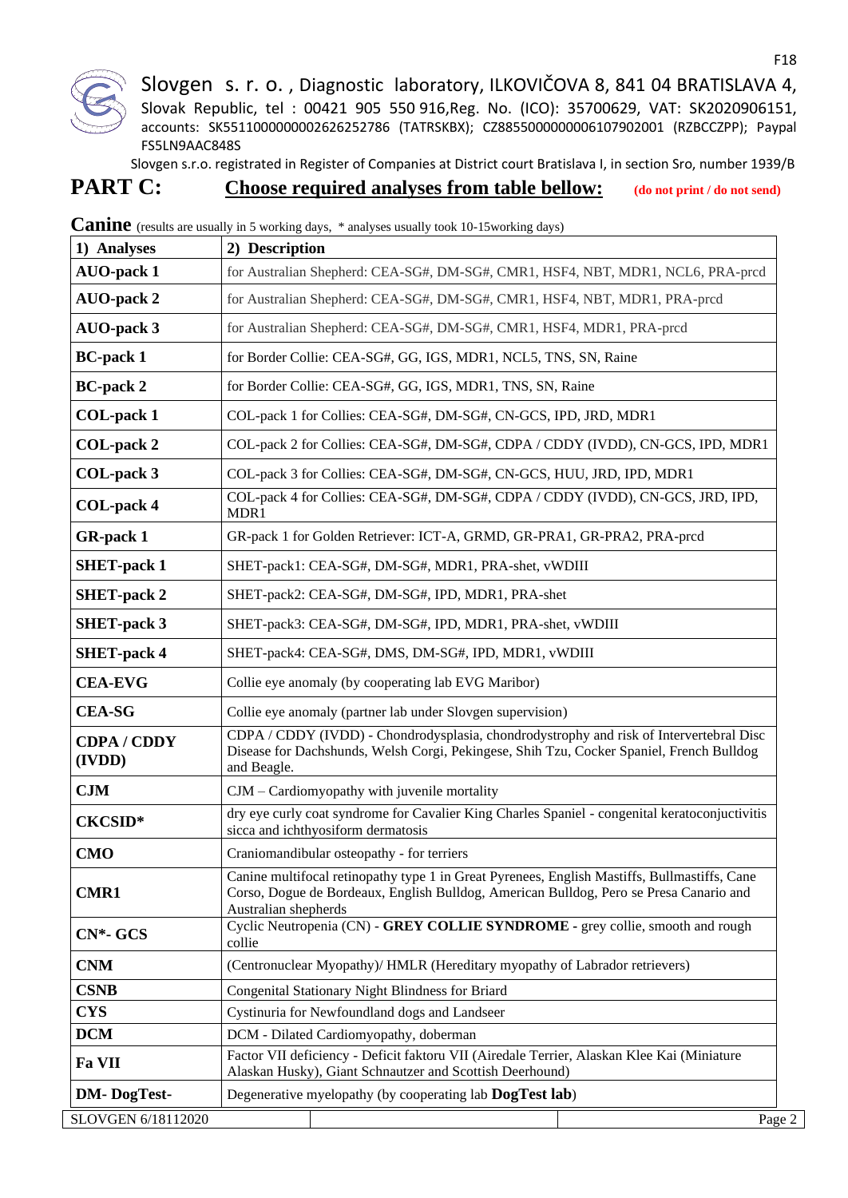Slovgen s. r. o. , Diagnostic laboratory, ILKOVIČOVA 8, 841 04 BRATISLAVA 4, Slovak Republic, tel : 00421 905 550 916,Reg. No. (ICO): 35700629, VAT: SK2020906151, accounts: SK5511000000002626252786 (TATRSKBX); CZ8855000000006107902001 (RZBCCZPP); Paypal FS5LN9AAC848S

Slovgen s.r.o. registrated in Register of Companies at District court Bratislava I, in section Sro, number 1939/B

# PART C: Choose required analyses from table bellow: (do not print / do not send)

## Canine (results are usually in 5 working days, * analyses usually took 10-15working days)

| 1) Analyses | 2) Description |
|---|---|
| **AUO-pack 1** | for Australian Shepherd: CEA-SG#, DM-SG#, CMR1, HSF4, NBT, MDR1, NCL6, PRA-prcd |
| **AUO-pack 2** | for Australian Shepherd: CEA-SG#, DM-SG#, CMR1, HSF4, NBT, MDR1, PRA-prcd |
| **AUO-pack 3** | for Australian Shepherd: CEA-SG#, DM-SG#, CMR1, HSF4, MDR1, PRA-prcd |
| **BC-pack 1** | for Border Collie: CEA-SG#, GG, IGS, MDR1, NCL5, TNS, SN, Raine |
| **BC-pack 2** | for Border Collie: CEA-SG#, GG, IGS, MDR1, TNS, SN, Raine |
| **COL-pack 1** | COL-pack 1 for Collies: CEA-SG#, DM-SG#, CN-GCS, IPD, JRD, MDR1 |
| **COL-pack 2** | COL-pack 2 for Collies: CEA-SG#, DM-SG#, CDPA / CDDY (IVDD), CN-GCS, IPD, MDR1 |
| **COL-pack 3** | COL-pack 3 for Collies: CEA-SG#, DM-SG#, CN-GCS, HUU, JRD, IPD, MDR1 |
| **COL-pack 4** | COL-pack 4 for Collies: CEA-SG#, DM-SG#, CDPA / CDDY (IVDD), CN-GCS, JRD, IPD, MDR1 |
| **GR-pack 1** | GR-pack 1 for Golden Retriever: ICT-A, GRMD, GR-PRA1, GR-PRA2, PRA-prcd |
| **SHET-pack 1** | SHET-pack1: CEA-SG#, DM-SG#, MDR1, PRA-shet, vWDIII |
| **SHET-pack 2** | SHET-pack2: CEA-SG#, DM-SG#, IPD, MDR1, PRA-shet |
| **SHET-pack 3** | SHET-pack3: CEA-SG#, DM-SG#, IPD, MDR1, PRA-shet, vWDIII |
| **SHET-pack 4** | SHET-pack4: CEA-SG#, DMS, DM-SG#, IPD, MDR1, vWDIII |
| **CEA-EVG** | Collie eye anomaly (by cooperating lab EVG Maribor) |
| **CEA-SG** | Collie eye anomaly (partner lab under Slovgen supervision) |
| **CDPA / CDDY (IVDD)** | CDPA / CDDY (IVDD) - Chondrodysplasia, chondrodystrophy and risk of Intervertebral Disc Disease for Dachshunds, Welsh Corgi, Pekingese, Shih Tzu, Cocker Spaniel, French Bulldog and Beagle. |
| **CJM** | CJM – Cardiomyopathy with juvenile mortality |
| **CKCSID*** | dry eye curly coat syndrome for Cavalier King Charles Spaniel - congenital keratoconjunctivitis sicca and ichthyosiform dermatosis |
| **CMO** | Craniomandibular osteopathy - for terriers |
| **CMR1** | Canine multifocal retinopathy type 1 in Great Pyrenees, English Mastiffs, Bullmastiffs, Cane Corso, Dogue de Bordeaux, English Bulldog, American Bulldog, Pero se Presa Canario and Australian shepherds |
| **CN*- GCS** | Cyclic Neutropenia (CN) - **GREY COLLIE SYNDROME** - grey collie, smooth and rough collie |
| **CNM** | (Centronuclear Myopathy)/ HMLR (Hereditary myopathy of Labrador retrievers) |
| **CSNB** | Congenital Stationary Night Blindness for Briard |
| **CYS** | Cystinuria for Newfoundland dogs and Landseer |
| **DCM** | DCM - Dilated Cardiomyopathy, doberman |
| **Fa VII** | Factor VII deficiency - Deficit faktoru VII (Airedale Terrier, Alaskan Klee Kai (Miniature Alaskan Husky), Giant Schnautzer and Scottish Deerhound) |
| **DM- DogTest-** | Degenerative myelopathy (by cooperating lab **DogTest lab**) |

SLOVGEN 6/18112020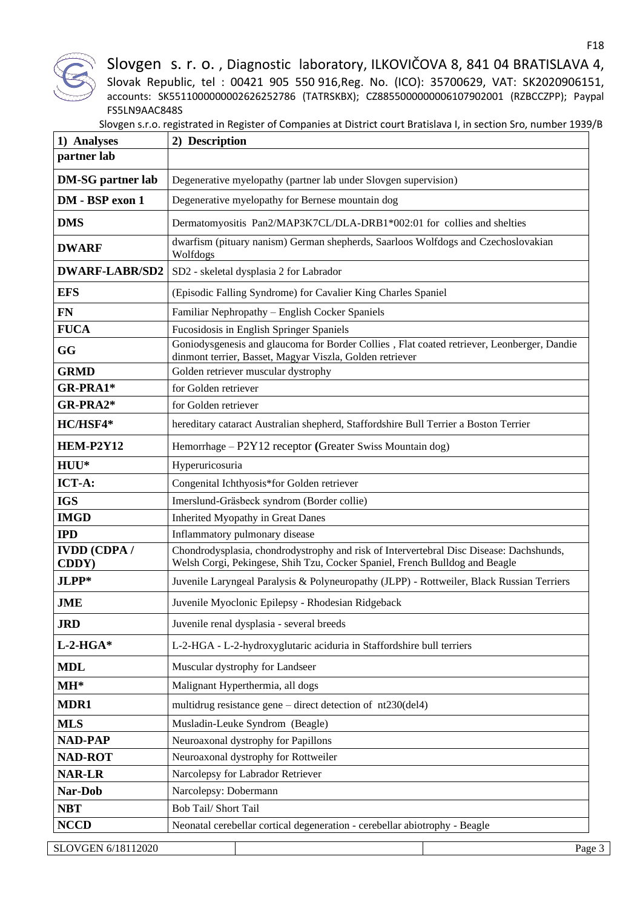Slovgen s. r. o. , Diagnostic laboratory, ILKOVIČOVA 8, 841 04 BRATISLAVA 4, Slovak Republic, tel : 00421 905 550 916,Reg. No. (ICO): 35700629, VAT: SK2020906151, accounts: SK5511000000002626252786 (TATRSKBX); CZ8855000000006107902001 (RZBCCZPP); Paypal FS5LN9AAC848S

Slovgen s.r.o. registrated in Register of Companies at District court Bratislava I, in section Sro, number 1939/B

| 1) Analyses | 2) Description |
|---|---|
| **partner lab** | |
| **DM-SG partner lab** | Degenerative myelopathy (partner lab under Slovgen supervision) |
| **DM - BSP exon 1** | Degenerative myelopathy for Bernese mountain dog |
| **DMS** | Dermatomyositis Pan2/MAP3K7CL/DLA-DRB1*002:01 for collies and shelties |
| **DWARF** | dwarfism (pituary nanism) German shepherds, Saarloos Wolfdogs and Czechoslovakian Wolfdogs |
| **DWARF-LABR/SD2** | SD2 - skeletal dysplasia 2 for Labrador |
| **EFS** | (Episodic Falling Syndrome) for Cavalier King Charles Spaniel |
| **FN** | Familiar Nephropathy – English Cocker Spaniels |
| **FUCA** | Fucosidosis in English Springer Spaniels |
| **GG** | Goniodysgenesis and glaucoma for Border Collies , Flat coated retriever, Leonberger, Dandie dinmont terrier, Basset, Magyar Viszla, Golden retriever |
| **GRMD** | Golden retriever muscular dystrophy |
| **GR-PRA1*** | for Golden retriever |
| **GR-PRA2*** | for Golden retriever |
| **HC/HSF4*** | hereditary cataract Australian shepherd, Staffordshire Bull Terrier a Boston Terrier |
| **HEM-P2Y12** | Hemorrhage – P2Y12 receptor **(**Greater Swiss Mountain dog) |
| **HUU*** | Hyperuricosuria |
| **ICT-A:** | Congenital Ichthyosis*for Golden retriever |
| **IGS** | Imerslund-Gräsbeck syndrom (Border collie) |
| **IMGD** | Inherited Myopathy in Great Danes |
| **IPD** | Inflammatory pulmonary disease |
| **IVDD (CDPA / CDDY)** | Chondrodysplasia, chondrodystrophy and risk of Intervertebral Disc Disease: Dachshunds, Welsh Corgi, Pekingese, Shih Tzu, Cocker Spaniel, French Bulldog and Beagle |
| **JLPP*** | Juvenile Laryngeal Paralysis & Polyneuropathy (JLPP) - Rottweiler, Black Russian Terriers |
| **JME** | Juvenile Myoclonic Epilepsy - Rhodesian Ridgeback |
| **JRD** | Juvenile renal dysplasia - several breeds |
| **L-2-HGA*** | L-2-HGA - L-2-hydroxyglutaric aciduria in Staffordshire bull terriers |
| **MDL** | Muscular dystrophy for Landseer |
| **MH*** | Malignant Hyperthermia, all dogs |
| **MDR1** | multidrug resistance gene – direct detection of nt230(del4) |
| **MLS** | Musladin-Leuke Syndrom (Beagle) |
| **NAD-PAP** | Neuroaxonal dystrophy for Papillons |
| **NAD-ROT** | Neuroaxonal dystrophy for Rottweiler |
| **NAR-LR** | Narcolepsy for Labrador Retriever |
| **Nar-Dob** | Narcolepsy: Dobermann |
| **NBT** | Bob Tail/ Short Tail |
| **NCCD** | Neonatal cerebellar cortical degeneration - cerebellar abiotrophy - Beagle |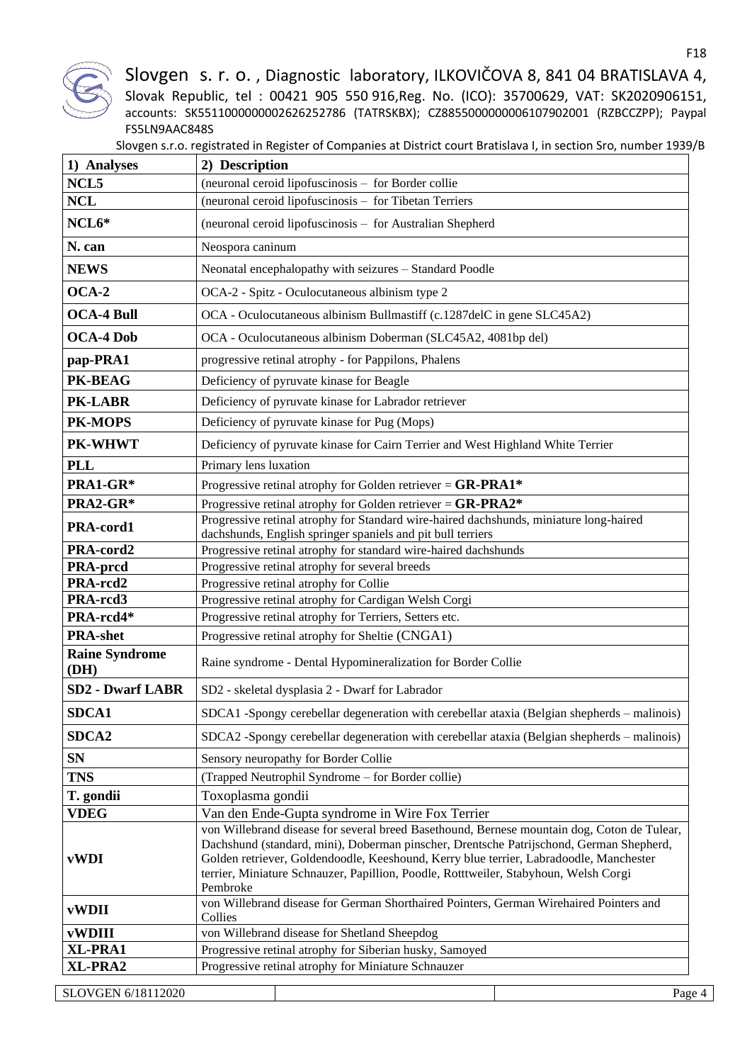F18

Slovgen s. r. o. , Diagnostic laboratory, ILKOVIČOVA 8, 841 04 BRATISLAVA 4, Slovak Republic, tel : 00421 905 550 916,Reg. No. (ICO): 35700629, VAT: SK2020906151, accounts: SK5511000000002626252786 (TATRSKBX); CZ8855000000006107902001 (RZBCCZPP); Paypal FS5LN9AAC848S

Slovgen s.r.o. registrated in Register of Companies at District court Bratislava I, in section Sro, number 1939/B

| 1) Analyses | 2) Description |
|---|---|
| **NCL5** | (neuronal ceroid lipofuscinosis – for Border collie |
| **NCL** | (neuronal ceroid lipofuscinosis – for Tibetan Terriers |
| **NCL6*** | (neuronal ceroid lipofuscinosis – for Australian Shepherd |
| **N. can** | Neospora caninum |
| **NEWS** | Neonatal encephalopathy with seizures – Standard Poodle |
| **OCA-2** | OCA-2 - Spitz - Oculocutaneous albinism type 2 |
| **OCA-4 Bull** | OCA - Oculocutaneous albinism Bullmastiff (c.1287delC in gene SLC45A2) |
| **OCA-4 Dob** | OCA - Oculocutaneous albinism Doberman (SLC45A2, 4081bp del) |
| **pap-PRA1** | progressive retinal atrophy - for Pappilons, Phalens |
| **PK-BEAG** | Deficiency of pyruvate kinase for Beagle |
| **PK-LABR** | Deficiency of pyruvate kinase for Labrador retriever |
| **PK-MOPS** | Deficiency of pyruvate kinase for Pug (Mops) |
| **PK-WHWT** | Deficiency of pyruvate kinase for Cairn Terrier and West Highland White Terrier |
| **PLL** | Primary lens luxation |
| **PRA1-GR*** | Progressive retinal atrophy for Golden retriever = **GR-PRA1*** |
| **PRA2-GR*** | Progressive retinal atrophy for Golden retriever = **GR-PRA2*** |
| **PRA-cord1** | Progressive retinal atrophy for Standard wire-haired dachshunds, miniature long-haired dachshunds, English springer spaniels and pit bull terriers |
| **PRA-cord2** | Progressive retinal atrophy for standard wire-haired dachshunds |
| **PRA-prcd** | Progressive retinal atrophy for several breeds |
| **PRA-rcd2** | Progressive retinal atrophy for Collie |
| **PRA-rcd3** | Progressive retinal atrophy for Cardigan Welsh Corgi |
| **PRA-rcd4*** | Progressive retinal atrophy for Terriers, Setters etc. |
| **PRA-shet** | Progressive retinal atrophy for Sheltie (CNGA1) |
| **Raine Syndrome (DH)** | Raine syndrome - Dental Hypomineralization for Border Collie |
| **SD2 - Dwarf LABR** | SD2 - skeletal dysplasia 2 - Dwarf for Labrador |
| **SDCA1** | SDCA1 -Spongy cerebellar degeneration with cerebellar ataxia (Belgian shepherds – malinois) |
| **SDCA2** | SDCA2 -Spongy cerebellar degeneration with cerebellar ataxia (Belgian shepherds – malinois) |
| **SN** | Sensory neuropathy for Border Collie |
| **TNS** | (Trapped Neutrophil Syndrome – for Border collie) |
| **T. gondii** | Toxoplasma gondii |
| **VDEG** | Van den Ende-Gupta syndrome in Wire Fox Terrier |
| **vWDI** | von Willebrand disease for several breed Basethound, Bernese mountain dog, Coton de Tulear, Dachshund (standard, mini), Doberman pinscher, Drentsche Patrijschond, German Shepherd, Golden retriever, Goldendoodle, Keeshound, Kerry blue terrier, Labradoodle, Manchester terrier, Miniature Schnauzer, Papillion, Poodle, Rotttweiler, Stabyhoun, Welsh Corgi Pembroke |
| **vWDII** | von Willebrand disease for German Shorthaired Pointers, German Wirehaired Pointers and Collies |
| **vWDIII** | von Willebrand disease for Shetland Sheepdog |
| **XL-PRA1** | Progressive retinal atrophy for Siberian husky, Samoyed |
| **XL-PRA2** | Progressive retinal atrophy for Miniature Schnauzer |

SLOVGEN 6/18112020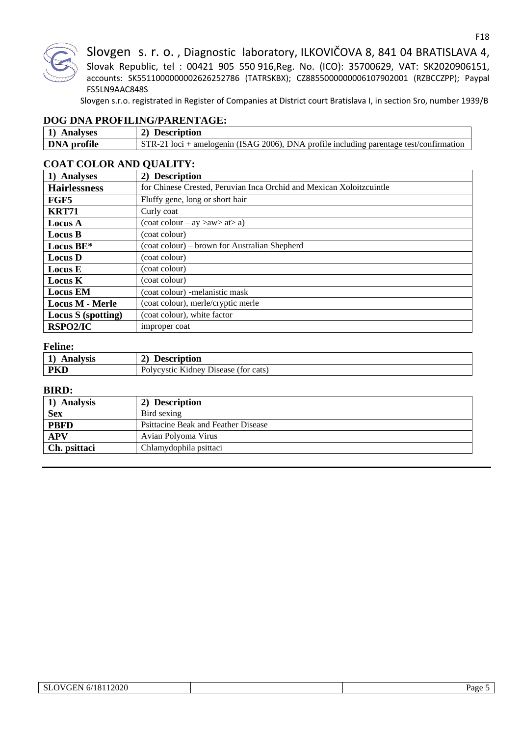Slovgen s. r. o. , Diagnostic laboratory, ILKOVIČOVA 8, 841 04 BRATISLAVA 4, Slovak Republic, tel : 00421 905 550 916,Reg. No. (ICO): 35700629, VAT: SK2020906151, accounts: SK5511000000002626252786 (TATRSKBX); CZ8855000000006107902001 (RZBCCZPP); Paypal FS5LN9AAC848S

Slovgen s.r.o. registrated in Register of Companies at District court Bratislava I, in section Sro, number 1939/B

## DOG DNA PROFILING/PARENTAGE:

| 1) Analyses | 2) Description |
|---|---|
| **DNA profile** | STR-21 loci + amelogenin (ISAG 2006), DNA profile including parentage test/confirmation |

## COAT COLOR AND QUALITY:

| 1) Analyses | 2) Description |
|---|---|
| **Hairlessness** | for Chinese Crested, Peruvian Inca Orchid and Mexican Xoloitzcuintle |
| **FGF5** | Fluffy gene, long or short hair |
| **KRT71** | Curly coat |
| **Locus A** | (coat colour – ay >aw> at> a) |
| **Locus B** | (coat colour) |
| **Locus BE*** | (coat colour) – brown for Australian Shepherd |
| **Locus D** | (coat colour) |
| **Locus E** | (coat colour) |
| **Locus K** | (coat colour) |
| **Locus EM** | (coat colour) -melanistic mask |
| **Locus M - Merle** | (coat colour), merle/cryptic merle |
| **Locus S (spotting)** | (coat colour), white factor |
| **RSPO2/IC** | improper coat |

## Feline:

| 1) Analysis | 2) Description |
|---|---|
| **PKD** | Polycystic Kidney Disease (for cats) |

## BIRD:

| 1) Analysis | 2) Description |
|---|---|
| **Sex** | Bird sexing |
| **PBFD** | Psittacine Beak and Feather Disease |
| **APV** | Avian Polyoma Virus |
| **Ch. psittaci** | Chlamydophila psittaci |